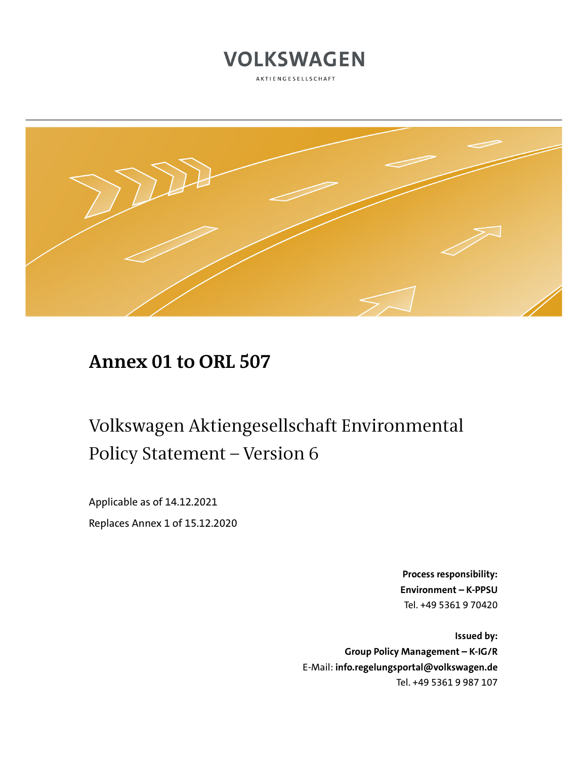VOLKSWAGEN

AKTIENGESELLSCHAFT

# Annex 01 to ORL 507

## Volkswagen Aktiengesellschaft Environmental Policy Statement – Version 6

Applicable as of 14.12.2021

Replaces Annex 1 of 15.12.2020

**Process responsibility:**
**Environment – K-PPSU**
Tel. +49 5361 9 70420

**Issued by:**
**Group Policy Management – K-IG/R**
E-Mail: **info.regelungsportal@volkswagen.de**
Tel. +49 5361 9 987 107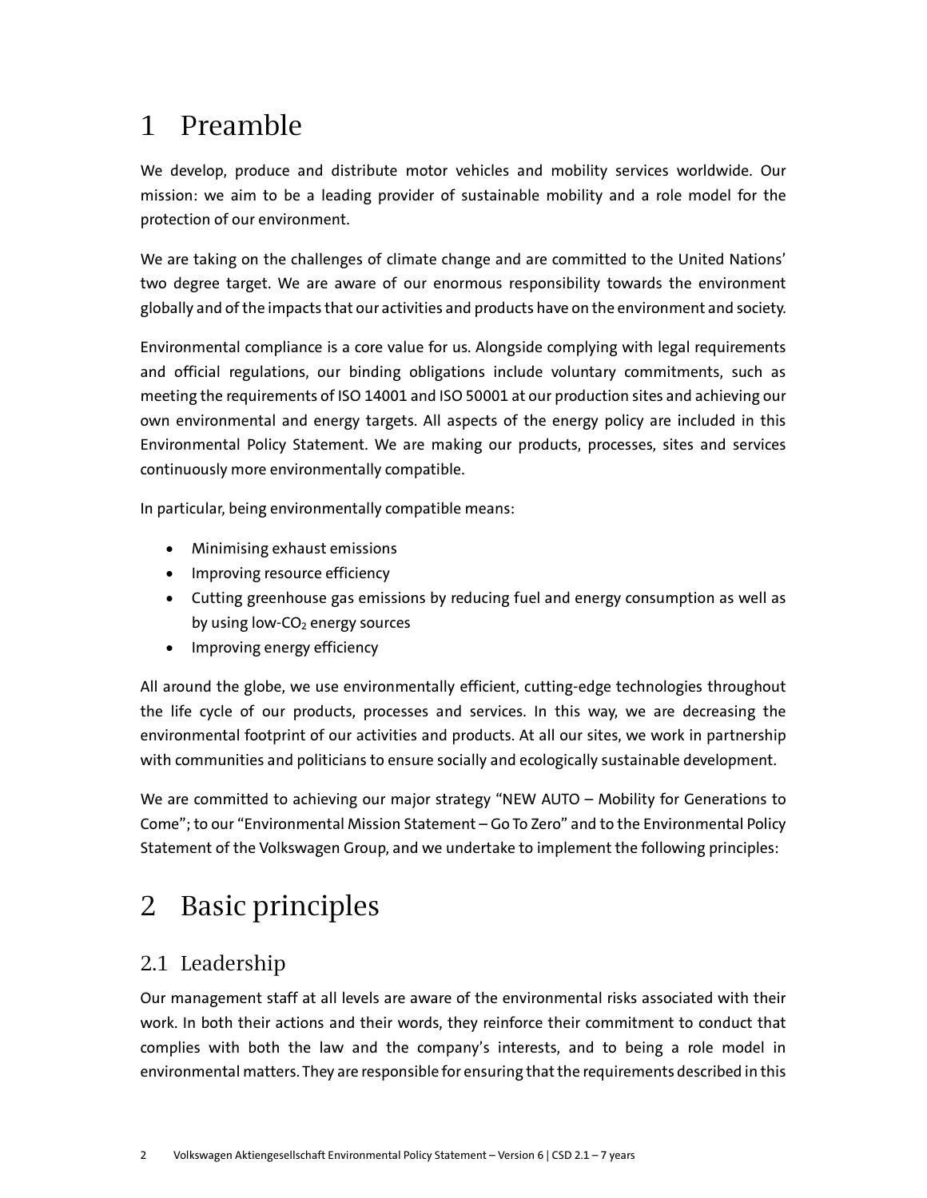# 1 Preamble

We develop, produce and distribute motor vehicles and mobility services worldwide. Our mission: we aim to be a leading provider of sustainable mobility and a role model for the protection of our environment.

We are taking on the challenges of climate change and are committed to the United Nations' two degree target. We are aware of our enormous responsibility towards the environment globally and of the impacts that our activities and products have on the environment and society.

Environmental compliance is a core value for us. Alongside complying with legal requirements and official regulations, our binding obligations include voluntary commitments, such as meeting the requirements of ISO 14001 and ISO 50001 at our production sites and achieving our own environmental and energy targets. All aspects of the energy policy are included in this Environmental Policy Statement. We are making our products, processes, sites and services continuously more environmentally compatible.

In particular, being environmentally compatible means:

- Minimising exhaust emissions
- Improving resource efficiency
- Cutting greenhouse gas emissions by reducing fuel and energy consumption as well as by using low-$CO_2$ energy sources
- Improving energy efficiency

All around the globe, we use environmentally efficient, cutting-edge technologies throughout the life cycle of our products, processes and services. In this way, we are decreasing the environmental footprint of our activities and products. At all our sites, we work in partnership with communities and politicians to ensure socially and ecologically sustainable development.

We are committed to achieving our major strategy "NEW AUTO – Mobility for Generations to Come"; to our "Environmental Mission Statement – Go To Zero" and to the Environmental Policy Statement of the Volkswagen Group, and we undertake to implement the following principles:

# 2 Basic principles

## 2.1 Leadership

Our management staff at all levels are aware of the environmental risks associated with their work. In both their actions and their words, they reinforce their commitment to conduct that complies with both the law and the company's interests, and to being a role model in environmental matters. They are responsible for ensuring that the requirements described in this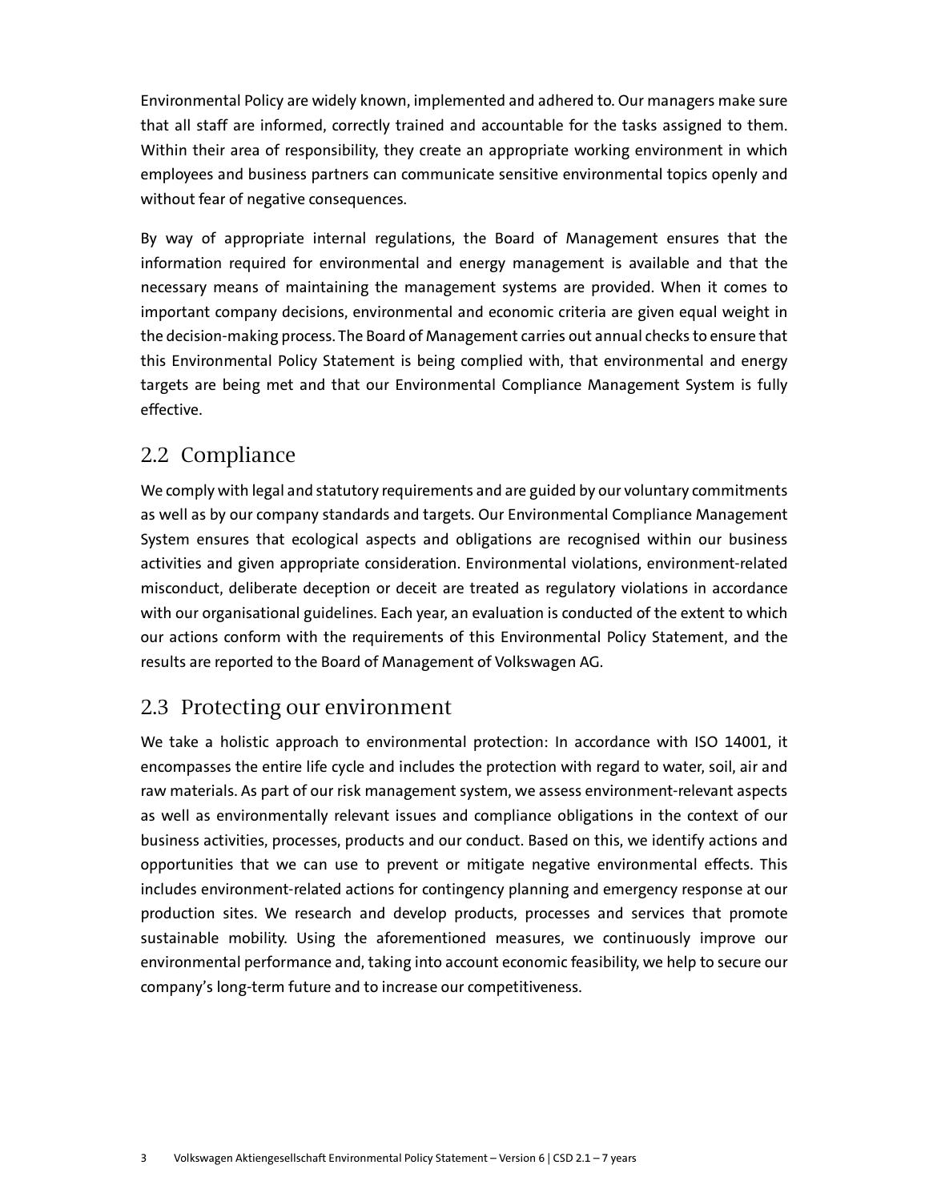Environmental Policy are widely known, implemented and adhered to. Our managers make sure that all staff are informed, correctly trained and accountable for the tasks assigned to them. Within their area of responsibility, they create an appropriate working environment in which employees and business partners can communicate sensitive environmental topics openly and without fear of negative consequences.

By way of appropriate internal regulations, the Board of Management ensures that the information required for environmental and energy management is available and that the necessary means of maintaining the management systems are provided. When it comes to important company decisions, environmental and economic criteria are given equal weight in the decision-making process. The Board of Management carries out annual checks to ensure that this Environmental Policy Statement is being complied with, that environmental and energy targets are being met and that our Environmental Compliance Management System is fully effective.

## 2.2 Compliance

We comply with legal and statutory requirements and are guided by our voluntary commitments as well as by our company standards and targets. Our Environmental Compliance Management System ensures that ecological aspects and obligations are recognised within our business activities and given appropriate consideration. Environmental violations, environment-related misconduct, deliberate deception or deceit are treated as regulatory violations in accordance with our organisational guidelines. Each year, an evaluation is conducted of the extent to which our actions conform with the requirements of this Environmental Policy Statement, and the results are reported to the Board of Management of Volkswagen AG.

## 2.3 Protecting our environment

We take a holistic approach to environmental protection: In accordance with ISO 14001, it encompasses the entire life cycle and includes the protection with regard to water, soil, air and raw materials. As part of our risk management system, we assess environment-relevant aspects as well as environmentally relevant issues and compliance obligations in the context of our business activities, processes, products and our conduct. Based on this, we identify actions and opportunities that we can use to prevent or mitigate negative environmental effects. This includes environment-related actions for contingency planning and emergency response at our production sites. We research and develop products, processes and services that promote sustainable mobility. Using the aforementioned measures, we continuously improve our environmental performance and, taking into account economic feasibility, we help to secure our company's long-term future and to increase our competitiveness.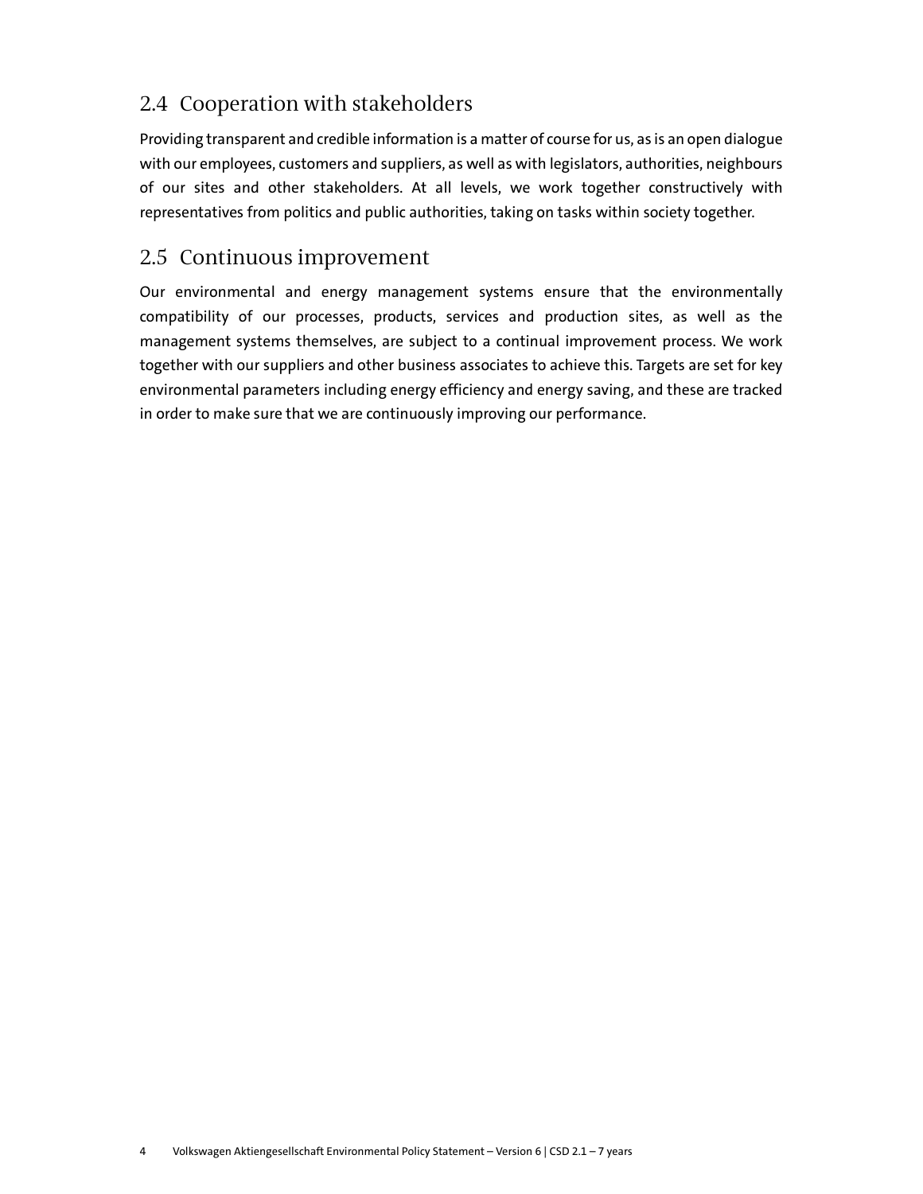## 2.4 Cooperation with stakeholders

Providing transparent and credible information is a matter of course for us, as is an open dialogue with our employees, customers and suppliers, as well as with legislators, authorities, neighbours of our sites and other stakeholders. At all levels, we work together constructively with representatives from politics and public authorities, taking on tasks within society together.

## 2.5 Continuous improvement

Our environmental and energy management systems ensure that the environmentally compatibility of our processes, products, services and production sites, as well as the management systems themselves, are subject to a continual improvement process. We work together with our suppliers and other business associates to achieve this. Targets are set for key environmental parameters including energy efficiency and energy saving, and these are tracked in order to make sure that we are continuously improving our performance.